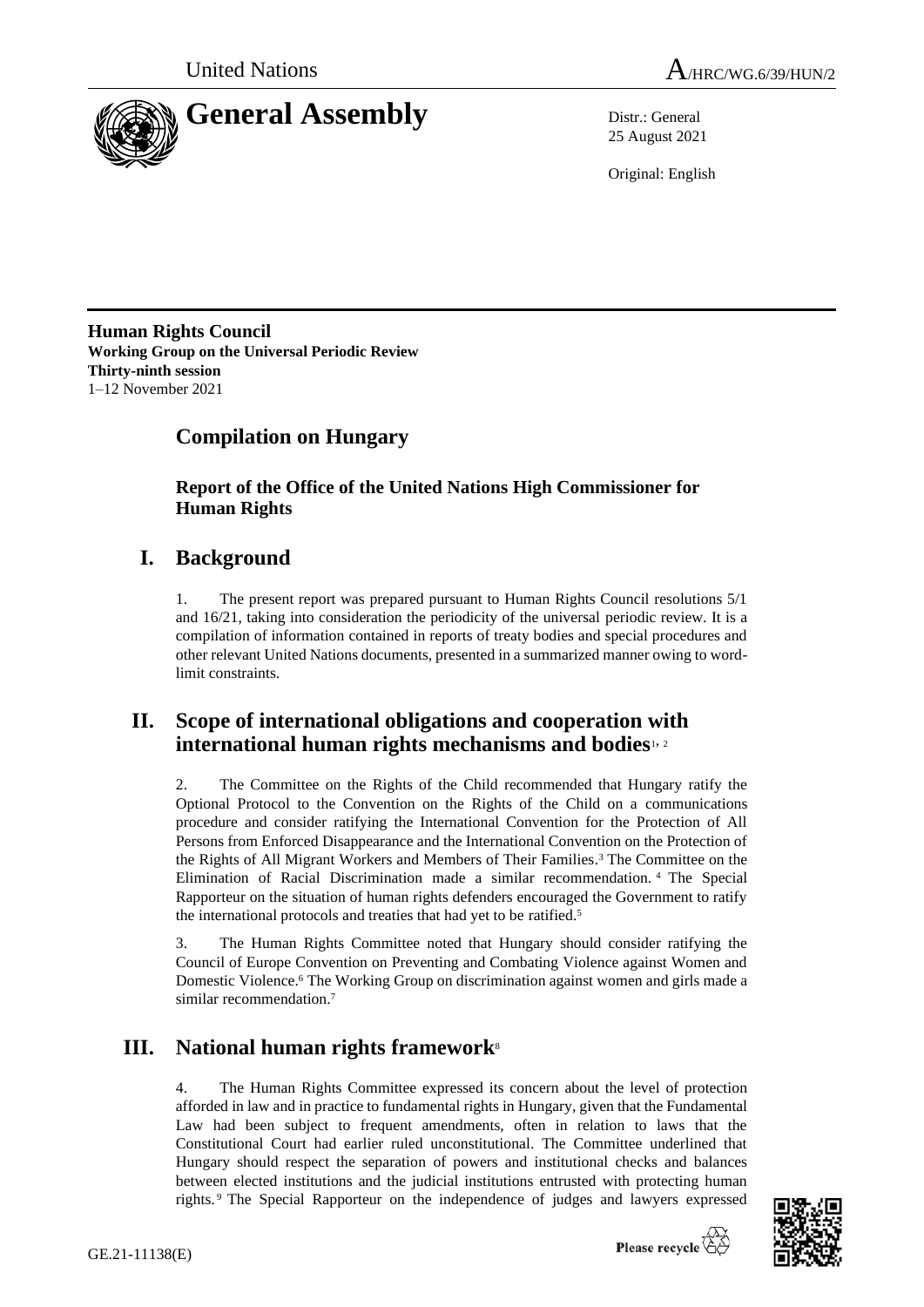United Nations A/HRC/WG.6/39/HUN/2

# General Assembly

Distr.: General
25 August 2021

Original: English

**Human Rights Council**
**Working Group on the Universal Periodic Review**
**Thirty-ninth session**
1–12 November 2021

## Compilation on Hungary

### Report of the Office of the United Nations High Commissioner for Human Rights

## I. Background

1. The present report was prepared pursuant to Human Rights Council resolutions 5/1 and 16/21, taking into consideration the periodicity of the universal periodic review. It is a compilation of information contained in reports of treaty bodies and special procedures and other relevant United Nations documents, presented in a summarized manner owing to word-limit constraints.

## II. Scope of international obligations and cooperation with international human rights mechanisms and bodies[1, 2]

2. The Committee on the Rights of the Child recommended that Hungary ratify the Optional Protocol to the Convention on the Rights of the Child on a communications procedure and consider ratifying the International Convention for the Protection of All Persons from Enforced Disappearance and the International Convention on the Protection of the Rights of All Migrant Workers and Members of Their Families.[3] The Committee on the Elimination of Racial Discrimination made a similar recommendation.[4] The Special Rapporteur on the situation of human rights defenders encouraged the Government to ratify the international protocols and treaties that had yet to be ratified.[5]

3. The Human Rights Committee noted that Hungary should consider ratifying the Council of Europe Convention on Preventing and Combating Violence against Women and Domestic Violence.[6] The Working Group on discrimination against women and girls made a similar recommendation.[7]

## III. National human rights framework[8]

4. The Human Rights Committee expressed its concern about the level of protection afforded in law and in practice to fundamental rights in Hungary, given that the Fundamental Law had been subject to frequent amendments, often in relation to laws that the Constitutional Court had earlier ruled unconstitutional. The Committee underlined that Hungary should respect the separation of powers and institutional checks and balances between elected institutions and the judicial institutions entrusted with protecting human rights.[9] The Special Rapporteur on the independence of judges and lawyers expressed

GE.21-11138(E)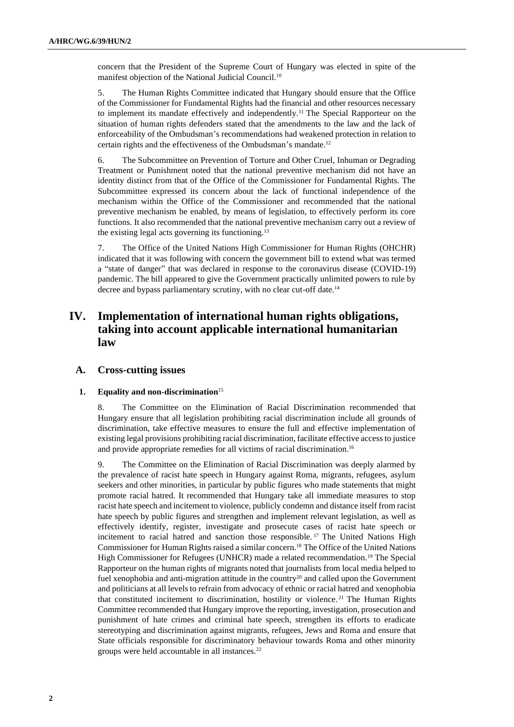concern that the President of the Supreme Court of Hungary was elected in spite of the manifest objection of the National Judicial Council.[10]

5. The Human Rights Committee indicated that Hungary should ensure that the Office of the Commissioner for Fundamental Rights had the financial and other resources necessary to implement its mandate effectively and independently.[11] The Special Rapporteur on the situation of human rights defenders stated that the amendments to the law and the lack of enforceability of the Ombudsman's recommendations had weakened protection in relation to certain rights and the effectiveness of the Ombudsman's mandate.[12]

6. The Subcommittee on Prevention of Torture and Other Cruel, Inhuman or Degrading Treatment or Punishment noted that the national preventive mechanism did not have an identity distinct from that of the Office of the Commissioner for Fundamental Rights. The Subcommittee expressed its concern about the lack of functional independence of the mechanism within the Office of the Commissioner and recommended that the national preventive mechanism be enabled, by means of legislation, to effectively perform its core functions. It also recommended that the national preventive mechanism carry out a review of the existing legal acts governing its functioning.[13]

7. The Office of the United Nations High Commissioner for Human Rights (OHCHR) indicated that it was following with concern the government bill to extend what was termed a "state of danger" that was declared in response to the coronavirus disease (COVID-19) pandemic. The bill appeared to give the Government practically unlimited powers to rule by decree and bypass parliamentary scrutiny, with no clear cut-off date.[14]

# IV. Implementation of international human rights obligations, taking into account applicable international humanitarian law

## A. Cross-cutting issues

### 1. Equality and non-discrimination[15]

8. The Committee on the Elimination of Racial Discrimination recommended that Hungary ensure that all legislation prohibiting racial discrimination include all grounds of discrimination, take effective measures to ensure the full and effective implementation of existing legal provisions prohibiting racial discrimination, facilitate effective access to justice and provide appropriate remedies for all victims of racial discrimination.[16]

9. The Committee on the Elimination of Racial Discrimination was deeply alarmed by the prevalence of racist hate speech in Hungary against Roma, migrants, refugees, asylum seekers and other minorities, in particular by public figures who made statements that might promote racial hatred. It recommended that Hungary take all immediate measures to stop racist hate speech and incitement to violence, publicly condemn and distance itself from racist hate speech by public figures and strengthen and implement relevant legislation, as well as effectively identify, register, investigate and prosecute cases of racist hate speech or incitement to racial hatred and sanction those responsible.[17] The United Nations High Commissioner for Human Rights raised a similar concern.[18] The Office of the United Nations High Commissioner for Refugees (UNHCR) made a related recommendation.[19] The Special Rapporteur on the human rights of migrants noted that journalists from local media helped to fuel xenophobia and anti-migration attitude in the country[20] and called upon the Government and politicians at all levels to refrain from advocacy of ethnic or racial hatred and xenophobia that constituted incitement to discrimination, hostility or violence.[21] The Human Rights Committee recommended that Hungary improve the reporting, investigation, prosecution and punishment of hate crimes and criminal hate speech, strengthen its efforts to eradicate stereotyping and discrimination against migrants, refugees, Jews and Roma and ensure that State officials responsible for discriminatory behaviour towards Roma and other minority groups were held accountable in all instances.[22]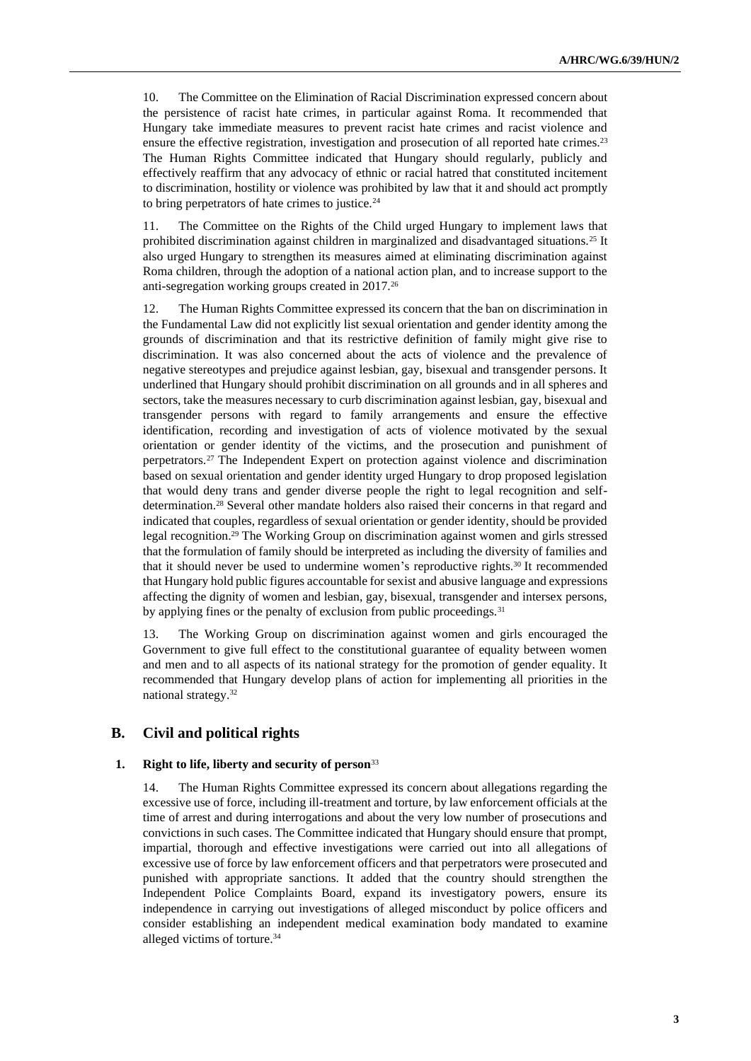10. The Committee on the Elimination of Racial Discrimination expressed concern about the persistence of racist hate crimes, in particular against Roma. It recommended that Hungary take immediate measures to prevent racist hate crimes and racist violence and ensure the effective registration, investigation and prosecution of all reported hate crimes.[23] The Human Rights Committee indicated that Hungary should regularly, publicly and effectively reaffirm that any advocacy of ethnic or racial hatred that constituted incitement to discrimination, hostility or violence was prohibited by law that it and should act promptly to bring perpetrators of hate crimes to justice.[24]

11. The Committee on the Rights of the Child urged Hungary to implement laws that prohibited discrimination against children in marginalized and disadvantaged situations.[25] It also urged Hungary to strengthen its measures aimed at eliminating discrimination against Roma children, through the adoption of a national action plan, and to increase support to the anti-segregation working groups created in 2017.[26]

12. The Human Rights Committee expressed its concern that the ban on discrimination in the Fundamental Law did not explicitly list sexual orientation and gender identity among the grounds of discrimination and that its restrictive definition of family might give rise to discrimination. It was also concerned about the acts of violence and the prevalence of negative stereotypes and prejudice against lesbian, gay, bisexual and transgender persons. It underlined that Hungary should prohibit discrimination on all grounds and in all spheres and sectors, take the measures necessary to curb discrimination against lesbian, gay, bisexual and transgender persons with regard to family arrangements and ensure the effective identification, recording and investigation of acts of violence motivated by the sexual orientation or gender identity of the victims, and the prosecution and punishment of perpetrators.[27] The Independent Expert on protection against violence and discrimination based on sexual orientation and gender identity urged Hungary to drop proposed legislation that would deny trans and gender diverse people the right to legal recognition and self-determination.[28] Several other mandate holders also raised their concerns in that regard and indicated that couples, regardless of sexual orientation or gender identity, should be provided legal recognition.[29] The Working Group on discrimination against women and girls stressed that the formulation of family should be interpreted as including the diversity of families and that it should never be used to undermine women's reproductive rights.[30] It recommended that Hungary hold public figures accountable for sexist and abusive language and expressions affecting the dignity of women and lesbian, gay, bisexual, transgender and intersex persons, by applying fines or the penalty of exclusion from public proceedings.[31]

13. The Working Group on discrimination against women and girls encouraged the Government to give full effect to the constitutional guarantee of equality between women and men and to all aspects of its national strategy for the promotion of gender equality. It recommended that Hungary develop plans of action for implementing all priorities in the national strategy.[32]

## B. Civil and political rights

### 1. Right to life, liberty and security of person[33]

14. The Human Rights Committee expressed its concern about allegations regarding the excessive use of force, including ill-treatment and torture, by law enforcement officials at the time of arrest and during interrogations and about the very low number of prosecutions and convictions in such cases. The Committee indicated that Hungary should ensure that prompt, impartial, thorough and effective investigations were carried out into all allegations of excessive use of force by law enforcement officers and that perpetrators were prosecuted and punished with appropriate sanctions. It added that the country should strengthen the Independent Police Complaints Board, expand its investigatory powers, ensure its independence in carrying out investigations of alleged misconduct by police officers and consider establishing an independent medical examination body mandated to examine alleged victims of torture.[34]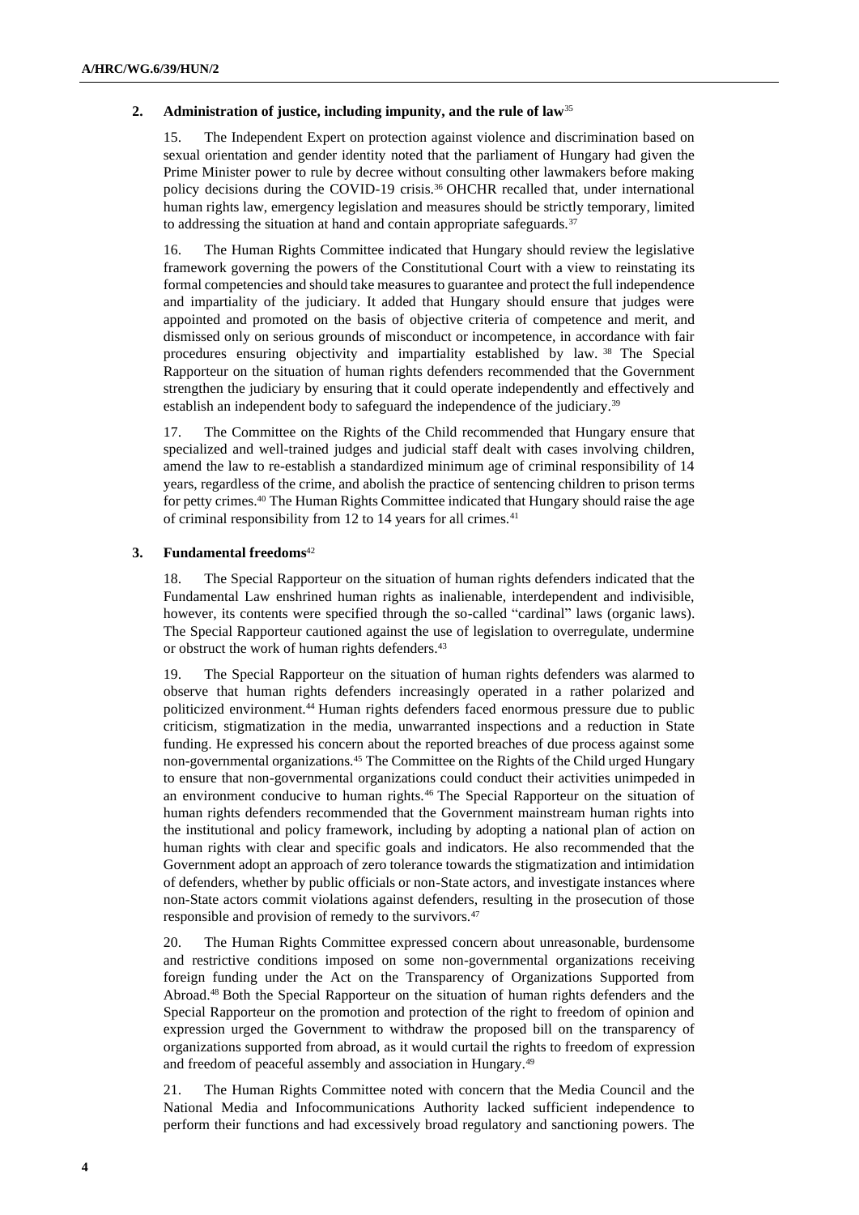### 2. Administration of justice, including impunity, and the rule of law[35]

15. The Independent Expert on protection against violence and discrimination based on sexual orientation and gender identity noted that the parliament of Hungary had given the Prime Minister power to rule by decree without consulting other lawmakers before making policy decisions during the COVID-19 crisis.[36] OHCHR recalled that, under international human rights law, emergency legislation and measures should be strictly temporary, limited to addressing the situation at hand and contain appropriate safeguards.[37]

16. The Human Rights Committee indicated that Hungary should review the legislative framework governing the powers of the Constitutional Court with a view to reinstating its formal competencies and should take measures to guarantee and protect the full independence and impartiality of the judiciary. It added that Hungary should ensure that judges were appointed and promoted on the basis of objective criteria of competence and merit, and dismissed only on serious grounds of misconduct or incompetence, in accordance with fair procedures ensuring objectivity and impartiality established by law.[38] The Special Rapporteur on the situation of human rights defenders recommended that the Government strengthen the judiciary by ensuring that it could operate independently and effectively and establish an independent body to safeguard the independence of the judiciary.[39]

17. The Committee on the Rights of the Child recommended that Hungary ensure that specialized and well-trained judges and judicial staff dealt with cases involving children, amend the law to re-establish a standardized minimum age of criminal responsibility of 14 years, regardless of the crime, and abolish the practice of sentencing children to prison terms for petty crimes.[40] The Human Rights Committee indicated that Hungary should raise the age of criminal responsibility from 12 to 14 years for all crimes.[41]

### 3. Fundamental freedoms[42]

18. The Special Rapporteur on the situation of human rights defenders indicated that the Fundamental Law enshrined human rights as inalienable, interdependent and indivisible, however, its contents were specified through the so-called "cardinal" laws (organic laws). The Special Rapporteur cautioned against the use of legislation to overregulate, undermine or obstruct the work of human rights defenders.[43]

19. The Special Rapporteur on the situation of human rights defenders was alarmed to observe that human rights defenders increasingly operated in a rather polarized and politicized environment.[44] Human rights defenders faced enormous pressure due to public criticism, stigmatization in the media, unwarranted inspections and a reduction in State funding. He expressed his concern about the reported breaches of due process against some non-governmental organizations.[45] The Committee on the Rights of the Child urged Hungary to ensure that non-governmental organizations could conduct their activities unimpeded in an environment conducive to human rights.[46] The Special Rapporteur on the situation of human rights defenders recommended that the Government mainstream human rights into the institutional and policy framework, including by adopting a national plan of action on human rights with clear and specific goals and indicators. He also recommended that the Government adopt an approach of zero tolerance towards the stigmatization and intimidation of defenders, whether by public officials or non-State actors, and investigate instances where non-State actors commit violations against defenders, resulting in the prosecution of those responsible and provision of remedy to the survivors.[47]

20. The Human Rights Committee expressed concern about unreasonable, burdensome and restrictive conditions imposed on some non-governmental organizations receiving foreign funding under the Act on the Transparency of Organizations Supported from Abroad.[48] Both the Special Rapporteur on the situation of human rights defenders and the Special Rapporteur on the promotion and protection of the right to freedom of opinion and expression urged the Government to withdraw the proposed bill on the transparency of organizations supported from abroad, as it would curtail the rights to freedom of expression and freedom of peaceful assembly and association in Hungary.[49]

21. The Human Rights Committee noted with concern that the Media Council and the National Media and Infocommunications Authority lacked sufficient independence to perform their functions and had excessively broad regulatory and sanctioning powers. The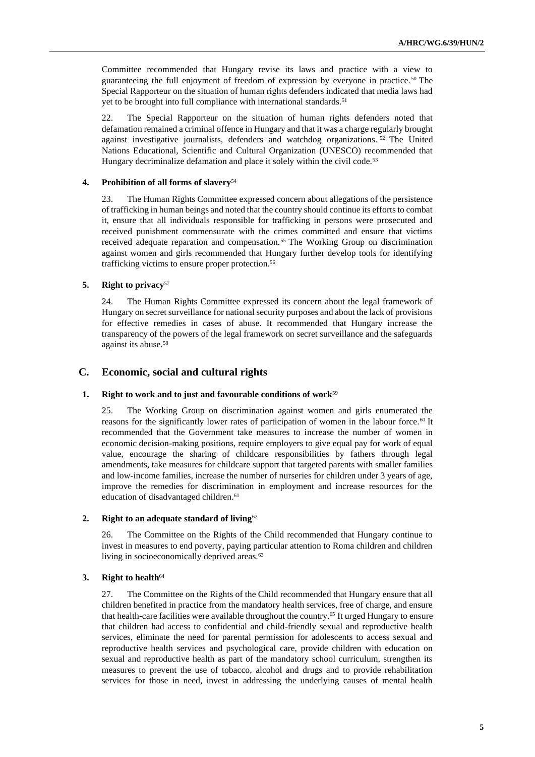Committee recommended that Hungary revise its laws and practice with a view to guaranteeing the full enjoyment of freedom of expression by everyone in practice.[50] The Special Rapporteur on the situation of human rights defenders indicated that media laws had yet to be brought into full compliance with international standards.[51]

22. The Special Rapporteur on the situation of human rights defenders noted that defamation remained a criminal offence in Hungary and that it was a charge regularly brought against investigative journalists, defenders and watchdog organizations.[52] The United Nations Educational, Scientific and Cultural Organization (UNESCO) recommended that Hungary decriminalize defamation and place it solely within the civil code.[53]

#### 4. Prohibition of all forms of slavery[54]

23. The Human Rights Committee expressed concern about allegations of the persistence of trafficking in human beings and noted that the country should continue its efforts to combat it, ensure that all individuals responsible for trafficking in persons were prosecuted and received punishment commensurate with the crimes committed and ensure that victims received adequate reparation and compensation.[55] The Working Group on discrimination against women and girls recommended that Hungary further develop tools for identifying trafficking victims to ensure proper protection.[56]

#### 5. Right to privacy[57]

24. The Human Rights Committee expressed its concern about the legal framework of Hungary on secret surveillance for national security purposes and about the lack of provisions for effective remedies in cases of abuse. It recommended that Hungary increase the transparency of the powers of the legal framework on secret surveillance and the safeguards against its abuse.[58]

### C. Economic, social and cultural rights

#### 1. Right to work and to just and favourable conditions of work[59]

25. The Working Group on discrimination against women and girls enumerated the reasons for the significantly lower rates of participation of women in the labour force.[60] It recommended that the Government take measures to increase the number of women in economic decision-making positions, require employers to give equal pay for work of equal value, encourage the sharing of childcare responsibilities by fathers through legal amendments, take measures for childcare support that targeted parents with smaller families and low-income families, increase the number of nurseries for children under 3 years of age, improve the remedies for discrimination in employment and increase resources for the education of disadvantaged children.[61]

#### 2. Right to an adequate standard of living[62]

26. The Committee on the Rights of the Child recommended that Hungary continue to invest in measures to end poverty, paying particular attention to Roma children and children living in socioeconomically deprived areas.[63]

#### 3. Right to health[64]

27. The Committee on the Rights of the Child recommended that Hungary ensure that all children benefited in practice from the mandatory health services, free of charge, and ensure that health-care facilities were available throughout the country.[65] It urged Hungary to ensure that children had access to confidential and child-friendly sexual and reproductive health services, eliminate the need for parental permission for adolescents to access sexual and reproductive health services and psychological care, provide children with education on sexual and reproductive health as part of the mandatory school curriculum, strengthen its measures to prevent the use of tobacco, alcohol and drugs and to provide rehabilitation services for those in need, invest in addressing the underlying causes of mental health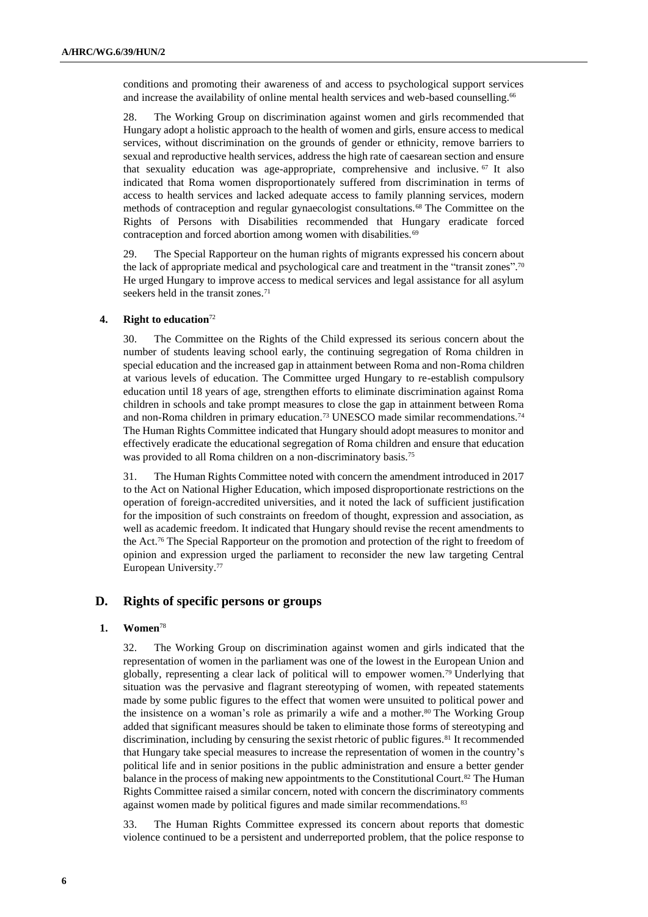conditions and promoting their awareness of and access to psychological support services and increase the availability of online mental health services and web-based counselling.[66]

28. The Working Group on discrimination against women and girls recommended that Hungary adopt a holistic approach to the health of women and girls, ensure access to medical services, without discrimination on the grounds of gender or ethnicity, remove barriers to sexual and reproductive health services, address the high rate of caesarean section and ensure that sexuality education was age-appropriate, comprehensive and inclusive.[67] It also indicated that Roma women disproportionately suffered from discrimination in terms of access to health services and lacked adequate access to family planning services, modern methods of contraception and regular gynaecologist consultations.[68] The Committee on the Rights of Persons with Disabilities recommended that Hungary eradicate forced contraception and forced abortion among women with disabilities.[69]

29. The Special Rapporteur on the human rights of migrants expressed his concern about the lack of appropriate medical and psychological care and treatment in the "transit zones".[70] He urged Hungary to improve access to medical services and legal assistance for all asylum seekers held in the transit zones.[71]

### 4. Right to education[72]

30. The Committee on the Rights of the Child expressed its serious concern about the number of students leaving school early, the continuing segregation of Roma children in special education and the increased gap in attainment between Roma and non-Roma children at various levels of education. The Committee urged Hungary to re-establish compulsory education until 18 years of age, strengthen efforts to eliminate discrimination against Roma children in schools and take prompt measures to close the gap in attainment between Roma and non-Roma children in primary education.[73] UNESCO made similar recommendations.[74] The Human Rights Committee indicated that Hungary should adopt measures to monitor and effectively eradicate the educational segregation of Roma children and ensure that education was provided to all Roma children on a non-discriminatory basis.[75]

31. The Human Rights Committee noted with concern the amendment introduced in 2017 to the Act on National Higher Education, which imposed disproportionate restrictions on the operation of foreign-accredited universities, and it noted the lack of sufficient justification for the imposition of such constraints on freedom of thought, expression and association, as well as academic freedom. It indicated that Hungary should revise the recent amendments to the Act.[76] The Special Rapporteur on the promotion and protection of the right to freedom of opinion and expression urged the parliament to reconsider the new law targeting Central European University.[77]

## D. Rights of specific persons or groups

### 1. Women[78]

32. The Working Group on discrimination against women and girls indicated that the representation of women in the parliament was one of the lowest in the European Union and globally, representing a clear lack of political will to empower women.[79] Underlying that situation was the pervasive and flagrant stereotyping of women, with repeated statements made by some public figures to the effect that women were unsuited to political power and the insistence on a woman's role as primarily a wife and a mother.[80] The Working Group added that significant measures should be taken to eliminate those forms of stereotyping and discrimination, including by censuring the sexist rhetoric of public figures.[81] It recommended that Hungary take special measures to increase the representation of women in the country's political life and in senior positions in the public administration and ensure a better gender balance in the process of making new appointments to the Constitutional Court.[82] The Human Rights Committee raised a similar concern, noted with concern the discriminatory comments against women made by political figures and made similar recommendations.[83]

33. The Human Rights Committee expressed its concern about reports that domestic violence continued to be a persistent and underreported problem, that the police response to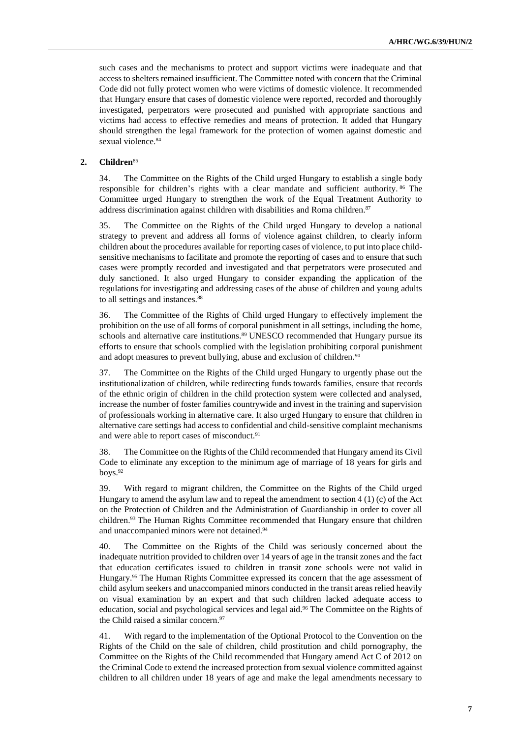such cases and the mechanisms to protect and support victims were inadequate and that access to shelters remained insufficient. The Committee noted with concern that the Criminal Code did not fully protect women who were victims of domestic violence. It recommended that Hungary ensure that cases of domestic violence were reported, recorded and thoroughly investigated, perpetrators were prosecuted and punished with appropriate sanctions and victims had access to effective remedies and means of protection. It added that Hungary should strengthen the legal framework for the protection of women against domestic and sexual violence.[84]

### 2. Children[85]

34. The Committee on the Rights of the Child urged Hungary to establish a single body responsible for children's rights with a clear mandate and sufficient authority.[86] The Committee urged Hungary to strengthen the work of the Equal Treatment Authority to address discrimination against children with disabilities and Roma children.[87]

35. The Committee on the Rights of the Child urged Hungary to develop a national strategy to prevent and address all forms of violence against children, to clearly inform children about the procedures available for reporting cases of violence, to put into place child-sensitive mechanisms to facilitate and promote the reporting of cases and to ensure that such cases were promptly recorded and investigated and that perpetrators were prosecuted and duly sanctioned. It also urged Hungary to consider expanding the application of the regulations for investigating and addressing cases of the abuse of children and young adults to all settings and instances.[88]

36. The Committee of the Rights of Child urged Hungary to effectively implement the prohibition on the use of all forms of corporal punishment in all settings, including the home, schools and alternative care institutions.[89] UNESCO recommended that Hungary pursue its efforts to ensure that schools complied with the legislation prohibiting corporal punishment and adopt measures to prevent bullying, abuse and exclusion of children.[90]

37. The Committee on the Rights of the Child urged Hungary to urgently phase out the institutionalization of children, while redirecting funds towards families, ensure that records of the ethnic origin of children in the child protection system were collected and analysed, increase the number of foster families countrywide and invest in the training and supervision of professionals working in alternative care. It also urged Hungary to ensure that children in alternative care settings had access to confidential and child-sensitive complaint mechanisms and were able to report cases of misconduct.[91]

38. The Committee on the Rights of the Child recommended that Hungary amend its Civil Code to eliminate any exception to the minimum age of marriage of 18 years for girls and boys.[92]

39. With regard to migrant children, the Committee on the Rights of the Child urged Hungary to amend the asylum law and to repeal the amendment to section 4 (1) (c) of the Act on the Protection of Children and the Administration of Guardianship in order to cover all children.[93] The Human Rights Committee recommended that Hungary ensure that children and unaccompanied minors were not detained.[94]

40. The Committee on the Rights of the Child was seriously concerned about the inadequate nutrition provided to children over 14 years of age in the transit zones and the fact that education certificates issued to children in transit zone schools were not valid in Hungary.[95] The Human Rights Committee expressed its concern that the age assessment of child asylum seekers and unaccompanied minors conducted in the transit areas relied heavily on visual examination by an expert and that such children lacked adequate access to education, social and psychological services and legal aid.[96] The Committee on the Rights of the Child raised a similar concern.[97]

41. With regard to the implementation of the Optional Protocol to the Convention on the Rights of the Child on the sale of children, child prostitution and child pornography, the Committee on the Rights of the Child recommended that Hungary amend Act C of 2012 on the Criminal Code to extend the increased protection from sexual violence committed against children to all children under 18 years of age and make the legal amendments necessary to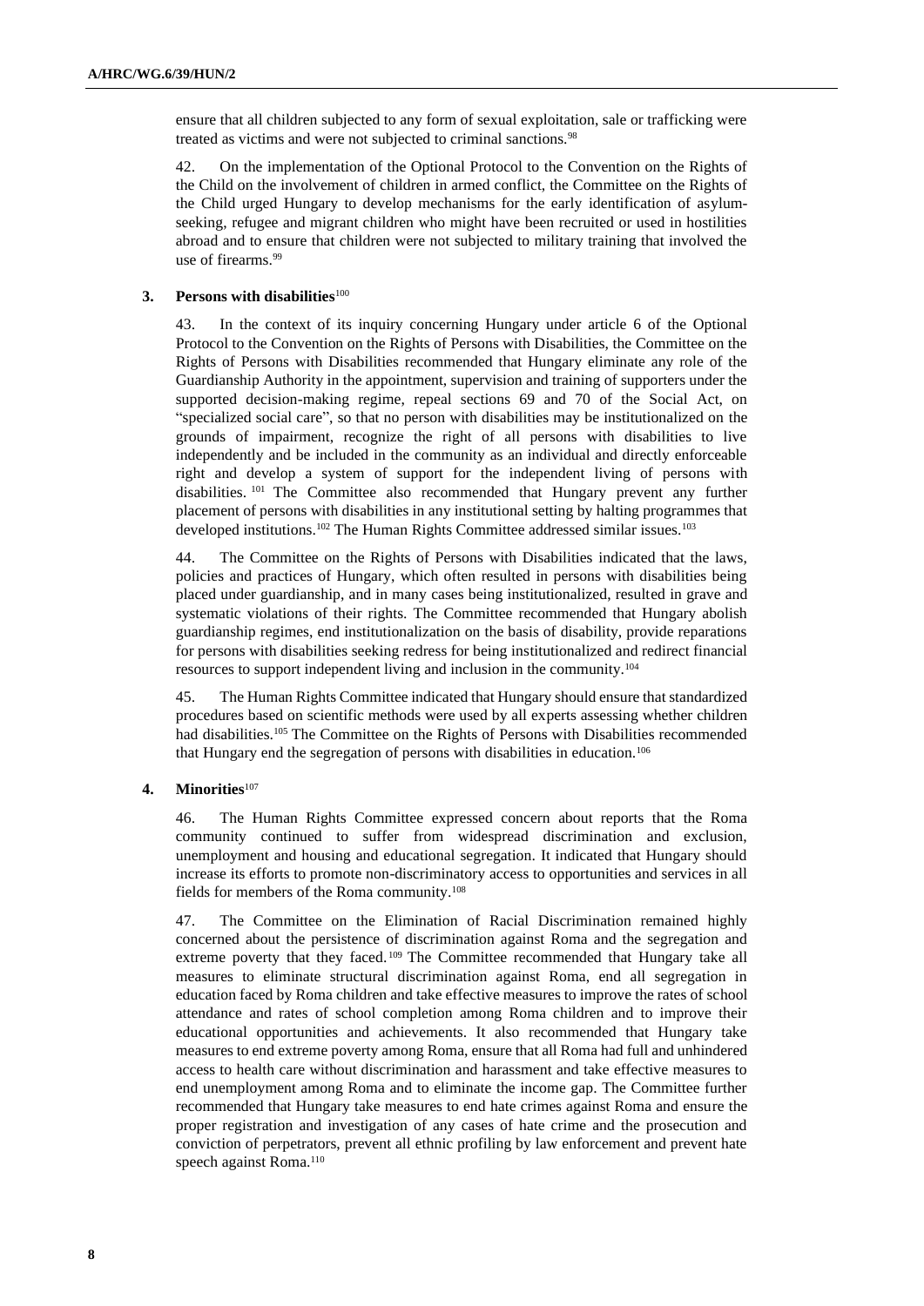ensure that all children subjected to any form of sexual exploitation, sale or trafficking were treated as victims and were not subjected to criminal sanctions.[98]

42. On the implementation of the Optional Protocol to the Convention on the Rights of the Child on the involvement of children in armed conflict, the Committee on the Rights of the Child urged Hungary to develop mechanisms for the early identification of asylum-seeking, refugee and migrant children who might have been recruited or used in hostilities abroad and to ensure that children were not subjected to military training that involved the use of firearms.[99]

### 3. Persons with disabilities[100]

43. In the context of its inquiry concerning Hungary under article 6 of the Optional Protocol to the Convention on the Rights of Persons with Disabilities, the Committee on the Rights of Persons with Disabilities recommended that Hungary eliminate any role of the Guardianship Authority in the appointment, supervision and training of supporters under the supported decision-making regime, repeal sections 69 and 70 of the Social Act, on "specialized social care", so that no person with disabilities may be institutionalized on the grounds of impairment, recognize the right of all persons with disabilities to live independently and be included in the community as an individual and directly enforceable right and develop a system of support for the independent living of persons with disabilities.[101] The Committee also recommended that Hungary prevent any further placement of persons with disabilities in any institutional setting by halting programmes that developed institutions.[102] The Human Rights Committee addressed similar issues.[103]

44. The Committee on the Rights of Persons with Disabilities indicated that the laws, policies and practices of Hungary, which often resulted in persons with disabilities being placed under guardianship, and in many cases being institutionalized, resulted in grave and systematic violations of their rights. The Committee recommended that Hungary abolish guardianship regimes, end institutionalization on the basis of disability, provide reparations for persons with disabilities seeking redress for being institutionalized and redirect financial resources to support independent living and inclusion in the community.[104]

45. The Human Rights Committee indicated that Hungary should ensure that standardized procedures based on scientific methods were used by all experts assessing whether children had disabilities.[105] The Committee on the Rights of Persons with Disabilities recommended that Hungary end the segregation of persons with disabilities in education.[106]

### 4. Minorities[107]

46. The Human Rights Committee expressed concern about reports that the Roma community continued to suffer from widespread discrimination and exclusion, unemployment and housing and educational segregation. It indicated that Hungary should increase its efforts to promote non-discriminatory access to opportunities and services in all fields for members of the Roma community.[108]

47. The Committee on the Elimination of Racial Discrimination remained highly concerned about the persistence of discrimination against Roma and the segregation and extreme poverty that they faced.[109] The Committee recommended that Hungary take all measures to eliminate structural discrimination against Roma, end all segregation in education faced by Roma children and take effective measures to improve the rates of school attendance and rates of school completion among Roma children and to improve their educational opportunities and achievements. It also recommended that Hungary take measures to end extreme poverty among Roma, ensure that all Roma had full and unhindered access to health care without discrimination and harassment and take effective measures to end unemployment among Roma and to eliminate the income gap. The Committee further recommended that Hungary take measures to end hate crimes against Roma and ensure the proper registration and investigation of any cases of hate crime and the prosecution and conviction of perpetrators, prevent all ethnic profiling by law enforcement and prevent hate speech against Roma.[110]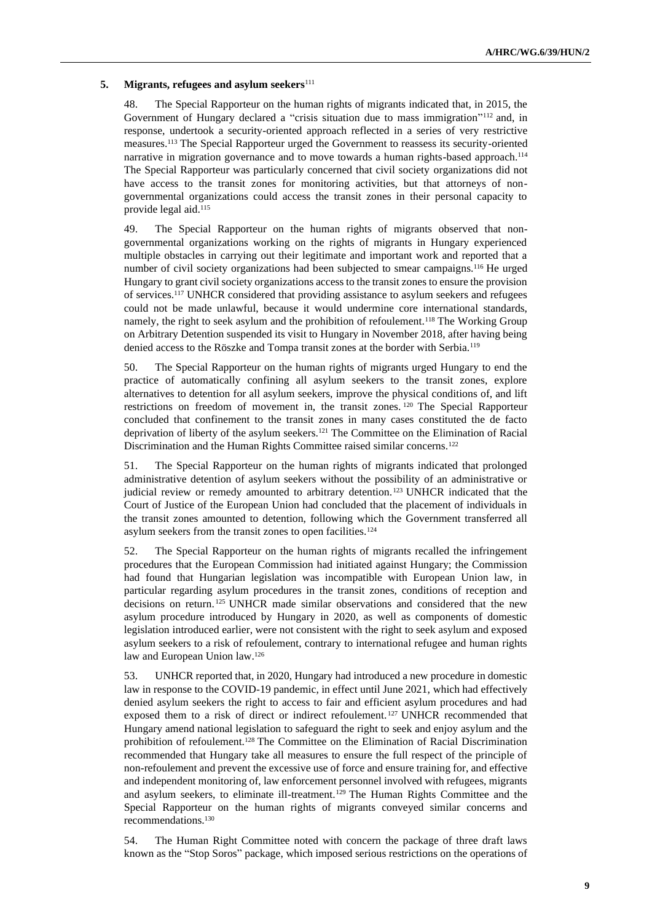### 5. Migrants, refugees and asylum seekers[111]

48. The Special Rapporteur on the human rights of migrants indicated that, in 2015, the Government of Hungary declared a "crisis situation due to mass immigration"[112] and, in response, undertook a security-oriented approach reflected in a series of very restrictive measures.[113] The Special Rapporteur urged the Government to reassess its security-oriented narrative in migration governance and to move towards a human rights-based approach.[114] The Special Rapporteur was particularly concerned that civil society organizations did not have access to the transit zones for monitoring activities, but that attorneys of non-governmental organizations could access the transit zones in their personal capacity to provide legal aid.[115]

49. The Special Rapporteur on the human rights of migrants observed that non-governmental organizations working on the rights of migrants in Hungary experienced multiple obstacles in carrying out their legitimate and important work and reported that a number of civil society organizations had been subjected to smear campaigns.[116] He urged Hungary to grant civil society organizations access to the transit zones to ensure the provision of services.[117] UNHCR considered that providing assistance to asylum seekers and refugees could not be made unlawful, because it would undermine core international standards, namely, the right to seek asylum and the prohibition of refoulement.[118] The Working Group on Arbitrary Detention suspended its visit to Hungary in November 2018, after having being denied access to the Röszke and Tompa transit zones at the border with Serbia.[119]

50. The Special Rapporteur on the human rights of migrants urged Hungary to end the practice of automatically confining all asylum seekers to the transit zones, explore alternatives to detention for all asylum seekers, improve the physical conditions of, and lift restrictions on freedom of movement in, the transit zones.[120] The Special Rapporteur concluded that confinement to the transit zones in many cases constituted the de facto deprivation of liberty of the asylum seekers.[121] The Committee on the Elimination of Racial Discrimination and the Human Rights Committee raised similar concerns.[122]

51. The Special Rapporteur on the human rights of migrants indicated that prolonged administrative detention of asylum seekers without the possibility of an administrative or judicial review or remedy amounted to arbitrary detention.[123] UNHCR indicated that the Court of Justice of the European Union had concluded that the placement of individuals in the transit zones amounted to detention, following which the Government transferred all asylum seekers from the transit zones to open facilities.[124]

52. The Special Rapporteur on the human rights of migrants recalled the infringement procedures that the European Commission had initiated against Hungary; the Commission had found that Hungarian legislation was incompatible with European Union law, in particular regarding asylum procedures in the transit zones, conditions of reception and decisions on return.[125] UNHCR made similar observations and considered that the new asylum procedure introduced by Hungary in 2020, as well as components of domestic legislation introduced earlier, were not consistent with the right to seek asylum and exposed asylum seekers to a risk of refoulement, contrary to international refugee and human rights law and European Union law.[126]

53. UNHCR reported that, in 2020, Hungary had introduced a new procedure in domestic law in response to the COVID-19 pandemic, in effect until June 2021, which had effectively denied asylum seekers the right to access to fair and efficient asylum procedures and had exposed them to a risk of direct or indirect refoulement.[127] UNHCR recommended that Hungary amend national legislation to safeguard the right to seek and enjoy asylum and the prohibition of refoulement.[128] The Committee on the Elimination of Racial Discrimination recommended that Hungary take all measures to ensure the full respect of the principle of non-refoulement and prevent the excessive use of force and ensure training for, and effective and independent monitoring of, law enforcement personnel involved with refugees, migrants and asylum seekers, to eliminate ill-treatment.[129] The Human Rights Committee and the Special Rapporteur on the human rights of migrants conveyed similar concerns and recommendations.[130]

54. The Human Right Committee noted with concern the package of three draft laws known as the "Stop Soros" package, which imposed serious restrictions on the operations of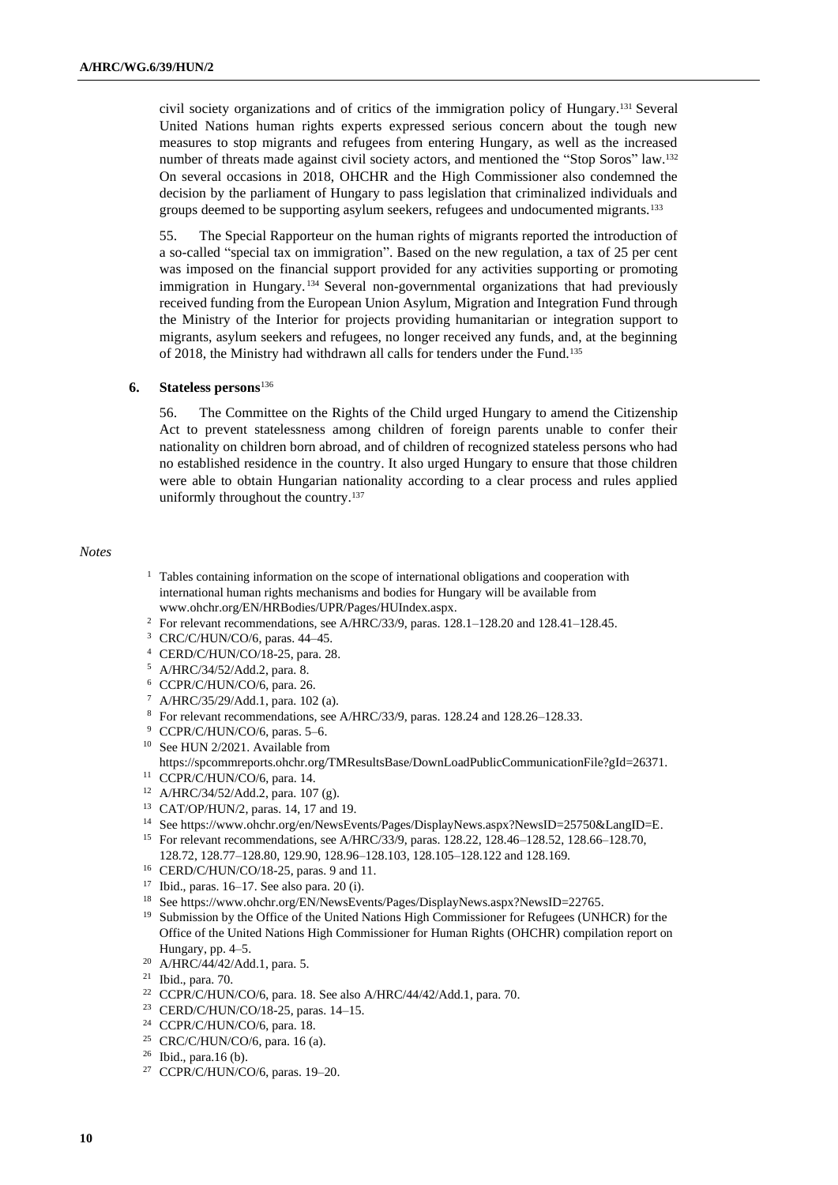civil society organizations and of critics of the immigration policy of Hungary.[131] Several United Nations human rights experts expressed serious concern about the tough new measures to stop migrants and refugees from entering Hungary, as well as the increased number of threats made against civil society actors, and mentioned the "Stop Soros" law.[132] On several occasions in 2018, OHCHR and the High Commissioner also condemned the decision by the parliament of Hungary to pass legislation that criminalized individuals and groups deemed to be supporting asylum seekers, refugees and undocumented migrants.[133]

55. The Special Rapporteur on the human rights of migrants reported the introduction of a so-called "special tax on immigration". Based on the new regulation, a tax of 25 per cent was imposed on the financial support provided for any activities supporting or promoting immigration in Hungary.[134] Several non-governmental organizations that had previously received funding from the European Union Asylum, Migration and Integration Fund through the Ministry of the Interior for projects providing humanitarian or integration support to migrants, asylum seekers and refugees, no longer received any funds, and, at the beginning of 2018, the Ministry had withdrawn all calls for tenders under the Fund.[135]

### 6. Stateless persons[136]

56. The Committee on the Rights of the Child urged Hungary to amend the Citizenship Act to prevent statelessness among children of foreign parents unable to confer their nationality on children born abroad, and of children of recognized stateless persons who had no established residence in the country. It also urged Hungary to ensure that those children were able to obtain Hungarian nationality according to a clear process and rules applied uniformly throughout the country.[137]

*Notes*

1 Tables containing information on the scope of international obligations and cooperation with international human rights mechanisms and bodies for Hungary will be available from www.ohchr.org/EN/HRBodies/UPR/Pages/HUIndex.aspx.
2 For relevant recommendations, see A/HRC/33/9, paras. 128.1–128.20 and 128.41–128.45.
3 CRC/C/HUN/CO/6, paras. 44–45.
4 CERD/C/HUN/CO/18-25, para. 28.
5 A/HRC/34/52/Add.2, para. 8.
6 CCPR/C/HUN/CO/6, para. 26.
7 A/HRC/35/29/Add.1, para. 102 (a).
8 For relevant recommendations, see A/HRC/33/9, paras. 128.24 and 128.26–128.33.
9 CCPR/C/HUN/CO/6, paras. 5–6.
10 See HUN 2/2021. Available from https://spcommreports.ohchr.org/TMResultsBase/DownLoadPublicCommunicationFile?gId=26371.
11 CCPR/C/HUN/CO/6, para. 14.
12 A/HRC/34/52/Add.2, para. 107 (g).
13 CAT/OP/HUN/2, paras. 14, 17 and 19.
14 See https://www.ohchr.org/en/NewsEvents/Pages/DisplayNews.aspx?NewsID=25750&LangID=E.
15 For relevant recommendations, see A/HRC/33/9, paras. 128.22, 128.46–128.52, 128.66–128.70, 128.72, 128.77–128.80, 129.90, 128.96–128.103, 128.105–128.122 and 128.169.
16 CERD/C/HUN/CO/18-25, paras. 9 and 11.
17 Ibid., paras. 16–17. See also para. 20 (i).
18 See https://www.ohchr.org/EN/NewsEvents/Pages/DisplayNews.aspx?NewsID=22765.
19 Submission by the Office of the United Nations High Commissioner for Refugees (UNHCR) for the Office of the United Nations High Commissioner for Human Rights (OHCHR) compilation report on Hungary, pp. 4–5.
20 A/HRC/44/42/Add.1, para. 5.
21 Ibid., para. 70.
22 CCPR/C/HUN/CO/6, para. 18. See also A/HRC/44/42/Add.1, para. 70.
23 CERD/C/HUN/CO/18-25, paras. 14–15.
24 CCPR/C/HUN/CO/6, para. 18.
25 CRC/C/HUN/CO/6, para. 16 (a).
26 Ibid., para.16 (b).
27 CCPR/C/HUN/CO/6, paras. 19–20.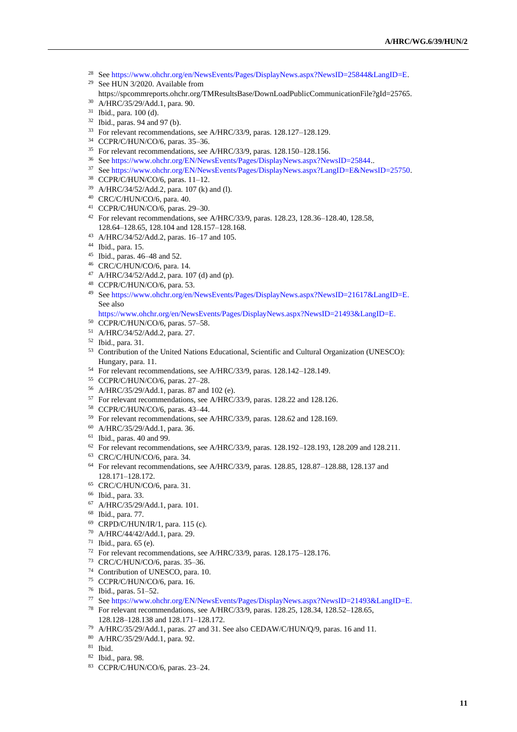[28] See https://www.ohchr.org/en/NewsEvents/Pages/DisplayNews.aspx?NewsID=25844&LangID=E.

[29] See HUN 3/2020. Available from https://spcommreports.ohchr.org/TMResultsBase/DownLoadPublicCommunicationFile?gId=25765.

[30] A/HRC/35/29/Add.1, para. 90.

[31] Ibid., para. 100 (d).

[32] Ibid., paras. 94 and 97 (b).

[33] For relevant recommendations, see A/HRC/33/9, paras. 128.127–128.129.

[34] CCPR/C/HUN/CO/6, paras. 35–36.

[35] For relevant recommendations, see A/HRC/33/9, paras. 128.150–128.156.

[36] See https://www.ohchr.org/EN/NewsEvents/Pages/DisplayNews.aspx?NewsID=25844..

[37] See https://www.ohchr.org/EN/NewsEvents/Pages/DisplayNews.aspx?LangID=E&NewsID=25750.

[38] CCPR/C/HUN/CO/6, paras. 11–12.

[39] A/HRC/34/52/Add.2, para. 107 (k) and (l).

[40] CRC/C/HUN/CO/6, para. 40.

[41] CCPR/C/HUN/CO/6, paras. 29–30.

[42] For relevant recommendations, see A/HRC/33/9, paras. 128.23, 128.36–128.40, 128.58, 128.64–128.65, 128.104 and 128.157–128.168.

[43] A/HRC/34/52/Add.2, paras. 16–17 and 105.

[44] Ibid., para. 15.

[45] Ibid., paras. 46–48 and 52.

[46] CRC/C/HUN/CO/6, para. 14.

[47] A/HRC/34/52/Add.2, para. 107 (d) and (p).

[48] CCPR/C/HUN/CO/6, para. 53.

[49] See https://www.ohchr.org/en/NewsEvents/Pages/DisplayNews.aspx?NewsID=21617&LangID=E. See also https://www.ohchr.org/en/NewsEvents/Pages/DisplayNews.aspx?NewsID=21493&LangID=E.

[50] CCPR/C/HUN/CO/6, paras. 57–58.

[51] A/HRC/34/52/Add.2, para. 27.

[52] Ibid., para. 31.

[53] Contribution of the United Nations Educational, Scientific and Cultural Organization (UNESCO): Hungary, para. 11.

[54] For relevant recommendations, see A/HRC/33/9, paras. 128.142–128.149.

[55] CCPR/C/HUN/CO/6, paras. 27–28.

[56] A/HRC/35/29/Add.1, paras. 87 and 102 (e).

[57] For relevant recommendations, see A/HRC/33/9, paras. 128.22 and 128.126.

[58] CCPR/C/HUN/CO/6, paras. 43–44.

[59] For relevant recommendations, see A/HRC/33/9, paras. 128.62 and 128.169.

[60] A/HRC/35/29/Add.1, para. 36.

[61] Ibid., paras. 40 and 99.

[62] For relevant recommendations, see A/HRC/33/9, paras. 128.192–128.193, 128.209 and 128.211.

[63] CRC/C/HUN/CO/6, para. 34.

[64] For relevant recommendations, see A/HRC/33/9, paras. 128.85, 128.87–128.88, 128.137 and 128.171–128.172.

[65] CRC/C/HUN/CO/6, para. 31.

[66] Ibid., para. 33.

[67] A/HRC/35/29/Add.1, para. 101.

[68] Ibid., para. 77.

[69] CRPD/C/HUN/IR/1, para. 115 (c).

[70] A/HRC/44/42/Add.1, para. 29.

[71] Ibid., para. 65 (e).

[72] For relevant recommendations, see A/HRC/33/9, paras. 128.175–128.176.

[73] CRC/C/HUN/CO/6, paras. 35–36.

[74] Contribution of UNESCO, para. 10.

[75] CCPR/C/HUN/CO/6, para. 16.

[76] Ibid., paras. 51–52.

[77] See https://www.ohchr.org/EN/NewsEvents/Pages/DisplayNews.aspx?NewsID=21493&LangID=E.

[78] For relevant recommendations, see A/HRC/33/9, paras. 128.25, 128.34, 128.52–128.65, 128.128–128.138 and 128.171–128.172.

[79] A/HRC/35/29/Add.1, paras. 27 and 31. See also CEDAW/C/HUN/Q/9, paras. 16 and 11.

[80] A/HRC/35/29/Add.1, para. 92.

[81] Ibid.

[82] Ibid., para. 98.

[83] CCPR/C/HUN/CO/6, paras. 23–24.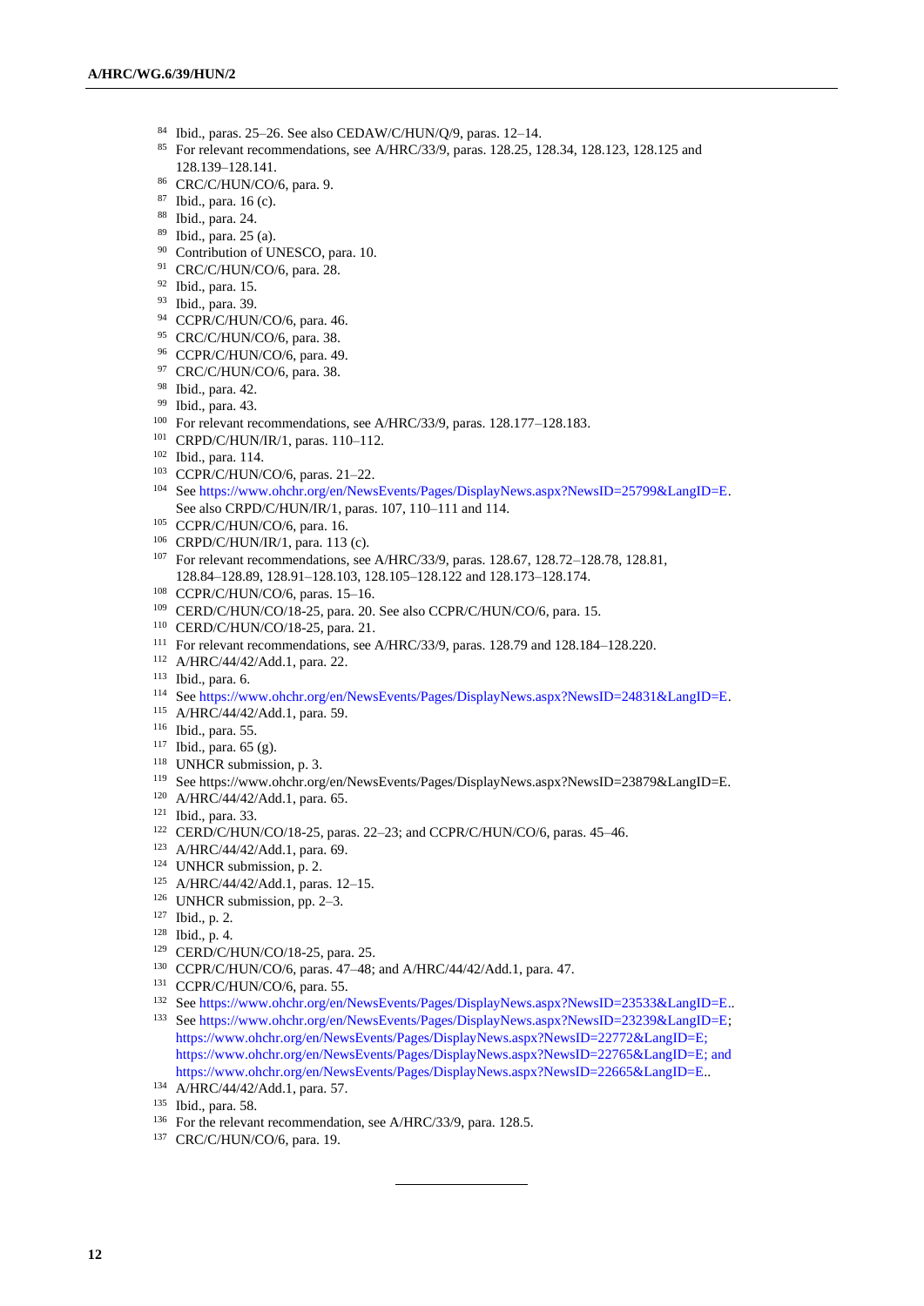84 Ibid., paras. 25–26. See also CEDAW/C/HUN/Q/9, paras. 12–14.

85 For relevant recommendations, see A/HRC/33/9, paras. 128.25, 128.34, 128.123, 128.125 and 128.139–128.141.

86 CRC/C/HUN/CO/6, para. 9.

87 Ibid., para. 16 (c).

88 Ibid., para. 24.

89 Ibid., para. 25 (a).

90 Contribution of UNESCO, para. 10.

91 CRC/C/HUN/CO/6, para. 28.

92 Ibid., para. 15.

93 Ibid., para. 39.

94 CCPR/C/HUN/CO/6, para. 46.

95 CRC/C/HUN/CO/6, para. 38.

96 CCPR/C/HUN/CO/6, para. 49.

97 CRC/C/HUN/CO/6, para. 38.

98 Ibid., para. 42.

99 Ibid., para. 43.

100 For relevant recommendations, see A/HRC/33/9, paras. 128.177–128.183.

101 CRPD/C/HUN/IR/1, paras. 110–112.

102 Ibid., para. 114.

103 CCPR/C/HUN/CO/6, paras. 21–22.

104 See https://www.ohchr.org/en/NewsEvents/Pages/DisplayNews.aspx?NewsID=25799&LangID=E. See also CRPD/C/HUN/IR/1, paras. 107, 110–111 and 114.

105 CCPR/C/HUN/CO/6, para. 16.

106 CRPD/C/HUN/IR/1, para. 113 (c).

107 For relevant recommendations, see A/HRC/33/9, paras. 128.67, 128.72–128.78, 128.81, 128.84–128.89, 128.91–128.103, 128.105–128.122 and 128.173–128.174.

108 CCPR/C/HUN/CO/6, paras. 15–16.

109 CERD/C/HUN/CO/18-25, para. 20. See also CCPR/C/HUN/CO/6, para. 15.

110 CERD/C/HUN/CO/18-25, para. 21.

111 For relevant recommendations, see A/HRC/33/9, paras. 128.79 and 128.184–128.220.

112 A/HRC/44/42/Add.1, para. 22.

113 Ibid., para. 6.

114 See https://www.ohchr.org/en/NewsEvents/Pages/DisplayNews.aspx?NewsID=24831&LangID=E.

115 A/HRC/44/42/Add.1, para. 59.

116 Ibid., para. 55.

117 Ibid., para. 65 (g).

118 UNHCR submission, p. 3.

119 See https://www.ohchr.org/en/NewsEvents/Pages/DisplayNews.aspx?NewsID=23879&LangID=E.

120 A/HRC/44/42/Add.1, para. 65.

121 Ibid., para. 33.

122 CERD/C/HUN/CO/18-25, paras. 22–23; and CCPR/C/HUN/CO/6, paras. 45–46.

123 A/HRC/44/42/Add.1, para. 69.

124 UNHCR submission, p. 2.

125 A/HRC/44/42/Add.1, paras. 12–15.

126 UNHCR submission, pp. 2–3.

127 Ibid., p. 2.

128 Ibid., p. 4.

129 CERD/C/HUN/CO/18-25, para. 25.

130 CCPR/C/HUN/CO/6, paras. 47–48; and A/HRC/44/42/Add.1, para. 47.

131 CCPR/C/HUN/CO/6, para. 55.

132 See https://www.ohchr.org/en/NewsEvents/Pages/DisplayNews.aspx?NewsID=23533&LangID=E..

133 See https://www.ohchr.org/en/NewsEvents/Pages/DisplayNews.aspx?NewsID=23239&LangID=E; https://www.ohchr.org/en/NewsEvents/Pages/DisplayNews.aspx?NewsID=22772&LangID=E; https://www.ohchr.org/en/NewsEvents/Pages/DisplayNews.aspx?NewsID=22765&LangID=E; and https://www.ohchr.org/en/NewsEvents/Pages/DisplayNews.aspx?NewsID=22665&LangID=E..

134 A/HRC/44/42/Add.1, para. 57.

135 Ibid., para. 58.

136 For the relevant recommendation, see A/HRC/33/9, para. 128.5.

137 CRC/C/HUN/CO/6, para. 19.